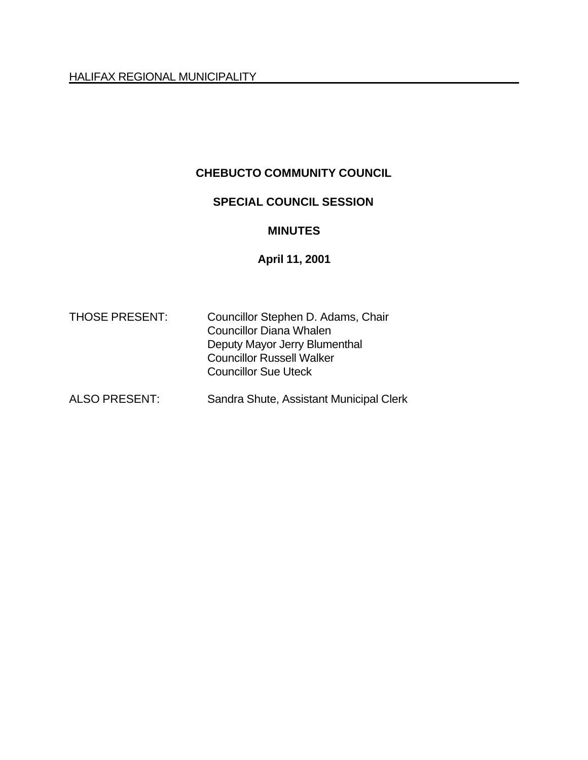HALIFAX REGIONAL MUNICIPALITY

# CHEBUCTO COMMUNITY COUNCIL

## SPECIAL COUNCIL SESSION

## MINUTES

**April 11, 2001**

| | |
|---|---|
| THOSE PRESENT: | Councillor Stephen D. Adams, Chair<br>Councillor Diana Whalen<br>Deputy Mayor Jerry Blumenthal<br>Councillor Russell Walker<br>Councillor Sue Uteck |
| ALSO PRESENT: | Sandra Shute, Assistant Municipal Clerk |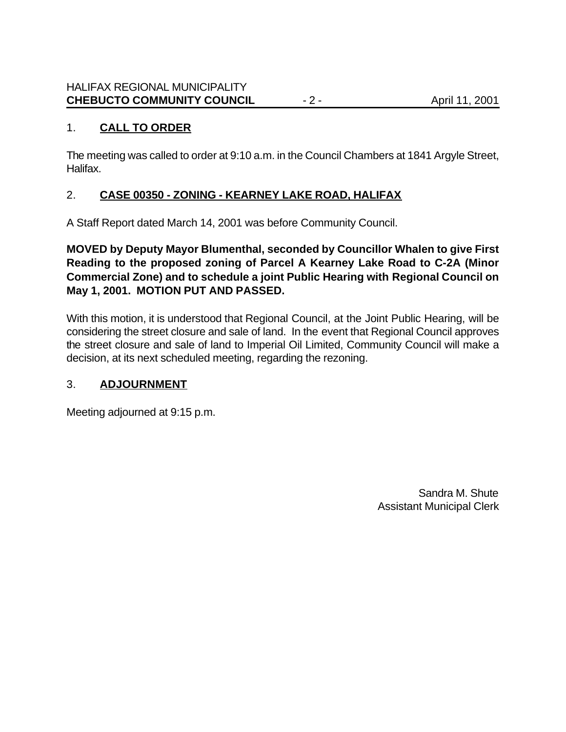## 1. **CALL TO ORDER**

The meeting was called to order at 9:10 a.m. in the Council Chambers at 1841 Argyle Street, Halifax.

## 2. **CASE 00350 - ZONING - KEARNEY LAKE ROAD, HALIFAX**

A Staff Report dated March 14, 2001 was before Community Council.

**MOVED by Deputy Mayor Blumenthal, seconded by Councillor Whalen to give First Reading to the proposed zoning of Parcel A Kearney Lake Road to C-2A (Minor Commercial Zone) and to schedule a joint Public Hearing with Regional Council on May 1, 2001. MOTION PUT AND PASSED.**

With this motion, it is understood that Regional Council, at the Joint Public Hearing, will be considering the street closure and sale of land. In the event that Regional Council approves the street closure and sale of land to Imperial Oil Limited, Community Council will make a decision, at its next scheduled meeting, regarding the rezoning.

## 3. **ADJOURNMENT**

Meeting adjourned at 9:15 p.m.

Sandra M. Shute
Assistant Municipal Clerk